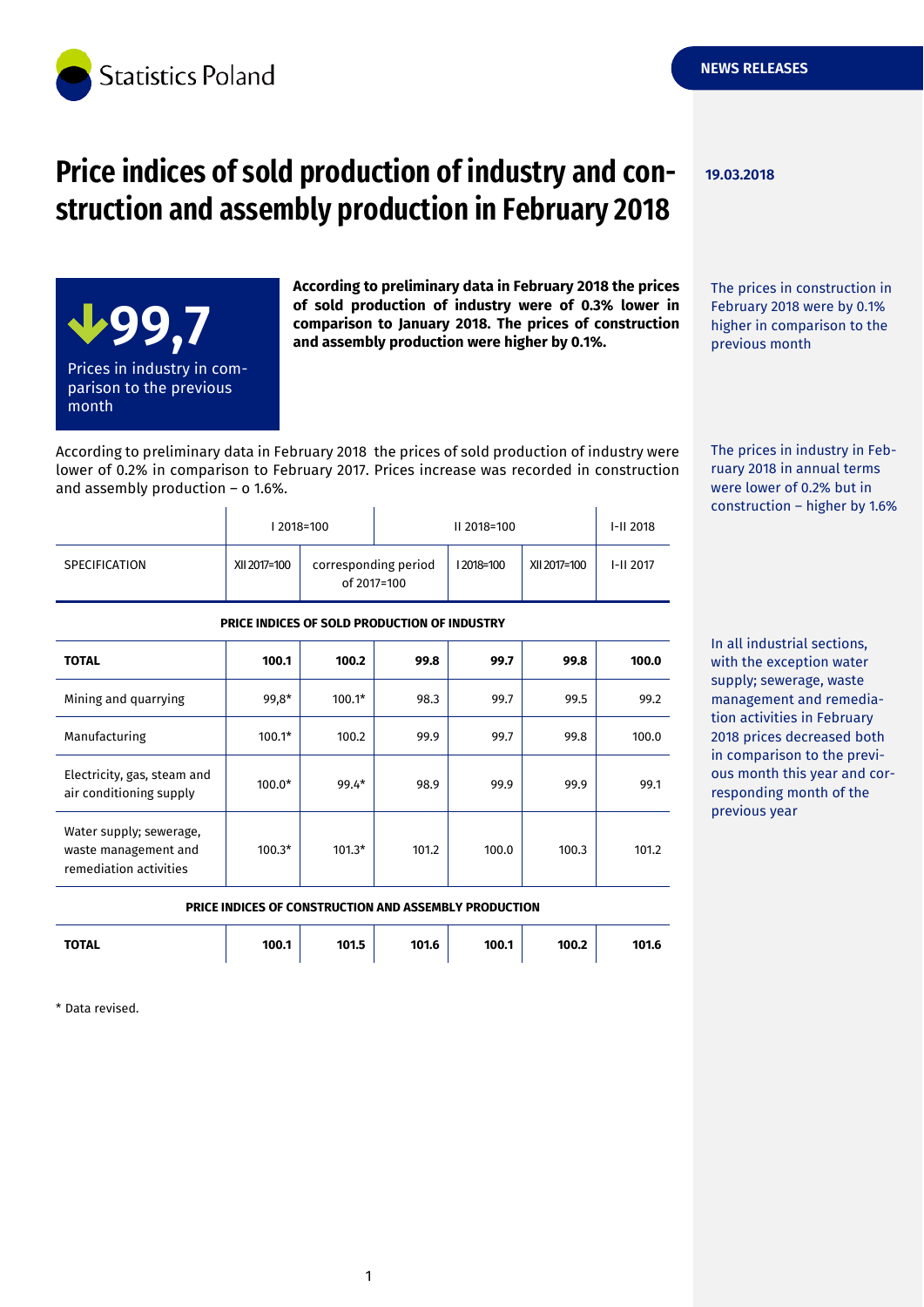Statistics Poland

NEWS RELEASES

# Price indices of sold production of industry and construction and assembly production in February 2018

19.03.2018

**99,7**

Prices in industry in comparison to the previous month

**According to preliminary data in February 2018 the prices of sold production of industry were of 0.3% lower in comparison to January 2018. The prices of construction and assembly production were higher by 0.1%.**

The prices in construction in February 2018 were by 0.1% higher in comparison to the previous month

According to preliminary data in February 2018 the prices of sold production of industry were lower of 0.2% in comparison to February 2017. Prices increase was recorded in construction and assembly production – o 1.6%.

The prices in industry in February 2018 in annual terms were lower of 0.2% but in construction – higher by 1.6%

| SPECIFICATION | I 2018=100 | | II 2018=100 | | | I-II 2018 |
|---|---|---|---|---|---|---|
| | XII 2017=100 | corresponding period of 2017=100 | | I 2018=100 | XII 2017=100 | I-II 2017 |
| **PRICE INDICES OF SOLD PRODUCTION OF INDUSTRY** | | | | | | |
| **TOTAL** | **100.1** | **100.2** | **99.8** | **99.7** | **99.8** | **100.0** |
| Mining and quarrying | 99,8* | 100.1* | 98.3 | 99.7 | 99.5 | 99.2 |
| Manufacturing | 100.1* | 100.2 | 99.9 | 99.7 | 99.8 | 100.0 |
| Electricity, gas, steam and air conditioning supply | 100.0* | 99.4* | 98.9 | 99.9 | 99.9 | 99.1 |
| Water supply; sewerage, waste management and remediation activities | 100.3* | 101.3* | 101.2 | 100.0 | 100.3 | 101.2 |
| **PRICE INDICES OF CONSTRUCTION AND ASSEMBLY PRODUCTION** | | | | | | |
| **TOTAL** | **100.1** | **101.5** | **101.6** | **100.1** | **100.2** | **101.6** |

In all industrial sections, with the exception water supply; sewerage, waste management and remediation activities in February 2018 prices decreased both in comparison to the previous month this year and corresponding month of the previous year

\* Data revised.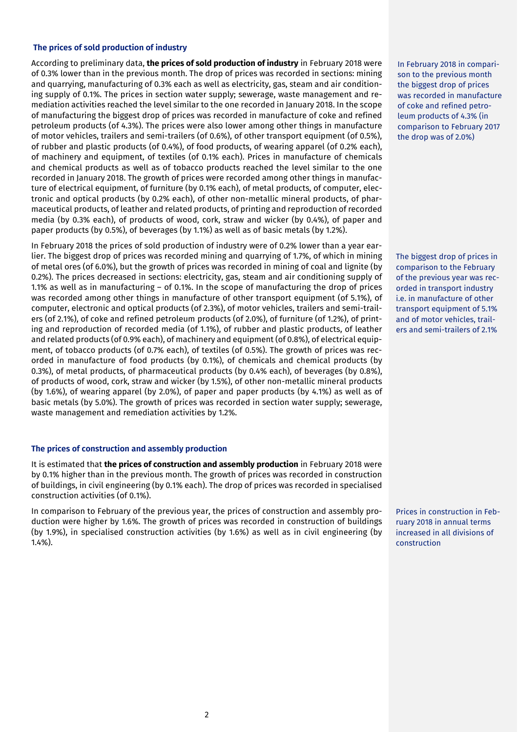## The prices of sold production of industry

According to preliminary data, **the prices of sold production of industry** in February 2018 were of 0.3% lower than in the previous month. The drop of prices was recorded in sections: mining and quarrying, manufacturing of 0.3% each as well as electricity, gas, steam and air conditioning supply of 0.1%. The prices in section water supply; sewerage, waste management and remediation activities reached the level similar to the one recorded in January 2018. In the scope of manufacturing the biggest drop of prices was recorded in manufacture of coke and refined petroleum products (of 4.3%). The prices were also lower among other things in manufacture of motor vehicles, trailers and semi-trailers (of 0.6%), of other transport equipment (of 0.5%), of rubber and plastic products (of 0.4%), of food products, of wearing apparel (of 0.2% each), of machinery and equipment, of textiles (of 0.1% each). Prices in manufacture of chemicals and chemical products as well as of tobacco products reached the level similar to the one recorded in January 2018. The growth of prices were recorded among other things in manufacture of electrical equipment, of furniture (by 0.1% each), of metal products, of computer, electronic and optical products (by 0.2% each), of other non-metallic mineral products, of pharmaceutical products, of leather and related products, of printing and reproduction of recorded media (by 0.3% each), of products of wood, cork, straw and wicker (by 0.4%), of paper and paper products (by 0.5%), of beverages (by 1.1%) as well as of basic metals (by 1.2%).

In February 2018 in comparison to the previous month the biggest drop of prices was recorded in manufacture of coke and refined petroleum products of 4.3% (in comparison to February 2017 the drop was of 2.0%)

In February 2018 the prices of sold production of industry were of 0.2% lower than a year earlier. The biggest drop of prices was recorded mining and quarrying of 1.7%, of which in mining of metal ores (of 6.0%), but the growth of prices was recorded in mining of coal and lignite (by 0.2%). The prices decreased in sections: electricity, gas, steam and air conditioning supply of 1.1% as well as in manufacturing – of 0.1%. In the scope of manufacturing the drop of prices was recorded among other things in manufacture of other transport equipment (of 5.1%), of computer, electronic and optical products (of 2.3%), of motor vehicles, trailers and semi-trailers (of 2.1%), of coke and refined petroleum products (of 2.0%), of furniture (of 1.2%), of printing and reproduction of recorded media (of 1.1%), of rubber and plastic products, of leather and related products (of 0.9% each), of machinery and equipment (of 0.8%), of electrical equipment, of tobacco products (of 0.7% each), of textiles (of 0.5%). The growth of prices was recorded in manufacture of food products (by 0.1%), of chemicals and chemical products (by 0.3%), of metal products, of pharmaceutical products (by 0.4% each), of beverages (by 0.8%), of products of wood, cork, straw and wicker (by 1.5%), of other non-metallic mineral products (by 1.6%), of wearing apparel (by 2.0%), of paper and paper products (by 4.1%) as well as of basic metals (by 5.0%). The growth of prices was recorded in section water supply; sewerage, waste management and remediation activities by 1.2%.

The biggest drop of prices in comparison to the February of the previous year was recorded in transport industry i.e. in manufacture of other transport equipment of 5.1% and of motor vehicles, trailers and semi-trailers of 2.1%

## The prices of construction and assembly production

It is estimated that **the prices of construction and assembly production** in February 2018 were by 0.1% higher than in the previous month. The growth of prices was recorded in construction of buildings, in civil engineering (by 0.1% each). The drop of prices was recorded in specialised construction activities (of 0.1%).

In comparison to February of the previous year, the prices of construction and assembly production were higher by 1.6%. The growth of prices was recorded in construction of buildings (by 1.9%), in specialised construction activities (by 1.6%) as well as in civil engineering (by 1.4%).

Prices in construction in February 2018 in annual terms increased in all divisions of construction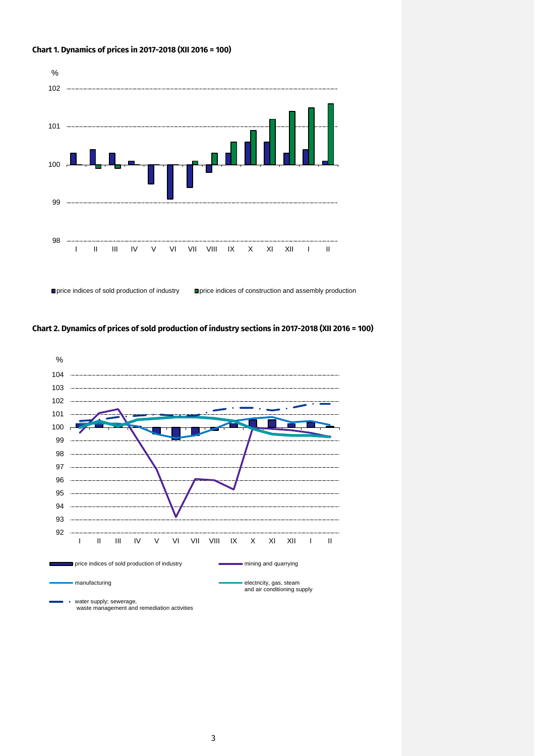**Chart 1. Dynamics of prices in 2017-2018 (XII 2016 = 100)**

%

102

101

100

99

98

I II III IV V VI VII VIII IX X XI XII I II

price indices of sold production of industry

price indices of construction and assembly production

**Chart 2. Dynamics of prices of sold production of industry sections in 2017-2018 (XII 2016 = 100)**

%

104

103

102

101

100

99

98

97

96

95

94

93

92

I II III IV V VI VII VIII IX X XI XII I II

price indices of sold production of industry

mining and quarrying

manufacturing

electricity, gas, steam and air conditioning supply

water supply; sewerage, waste management and remediation activities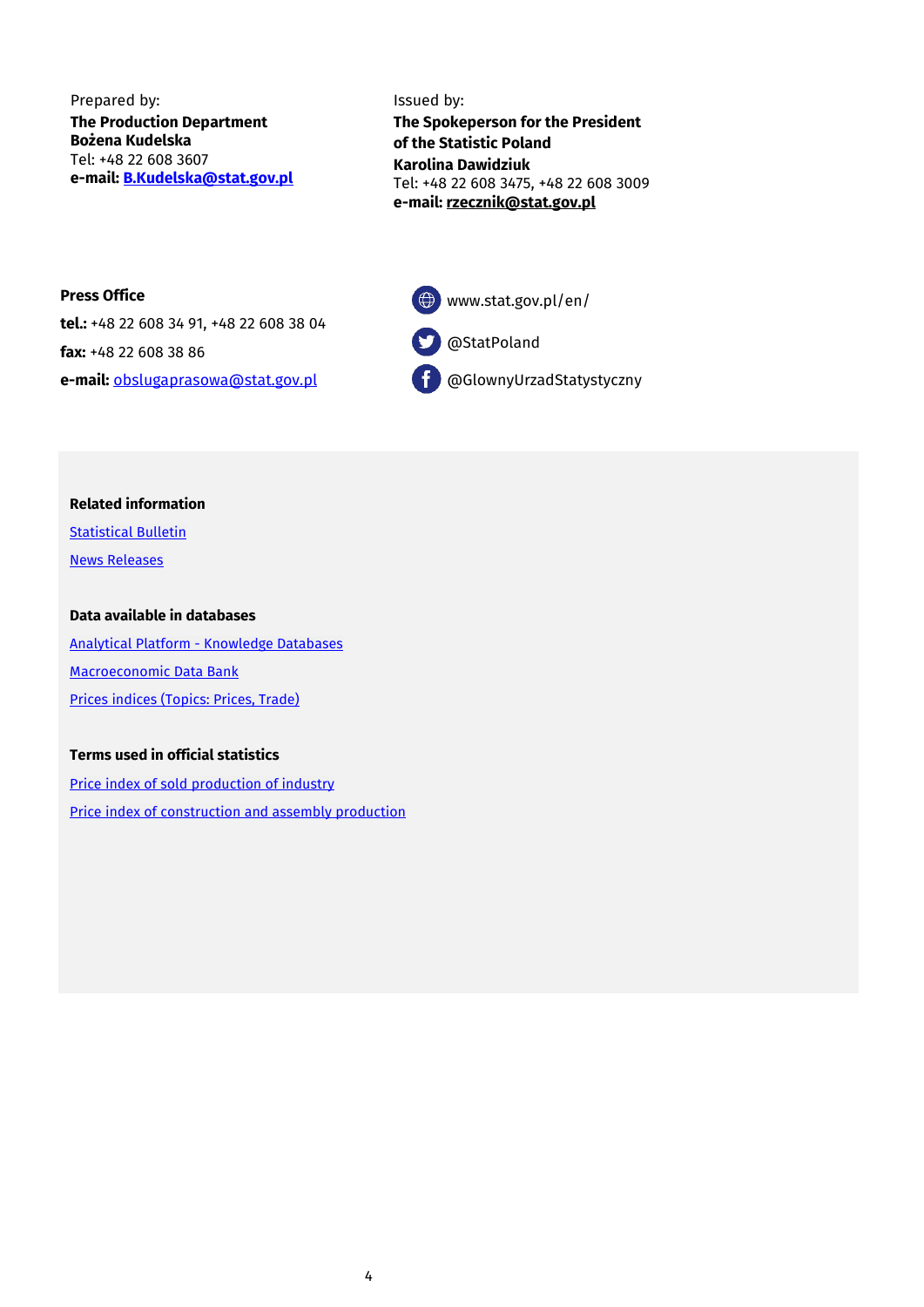Prepared by:
**The Production Department**
**Bożena Kudelska**
Tel: +48 22 608 3607
**e-mail: [B.Kudelska@stat.gov.pl](mailto:B.Kudelska@stat.gov.pl)**

Issued by:
**The Spokeperson for the President of the Statistic Poland**
**Karolina Dawidziuk**
Tel: +48 22 608 3475, +48 22 608 3009
**e-mail: rzecznik@stat.gov.pl**

**Press Office**

**tel.:** +48 22 608 34 91, +48 22 608 38 04

**fax:** +48 22 608 38 86

**e-mail:** obslugaprasowa@stat.gov.pl

www.stat.gov.pl/en/

@StatPoland

@GlownyUrzadStatystyczny

**Related information**

Statistical Bulletin

News Releases

**Data available in databases**

Analytical Platform - Knowledge Databases

Macroeconomic Data Bank

Prices indices (Topics: Prices, Trade)

**Terms used in official statistics**

Price index of sold production of industry

Price index of construction and assembly production